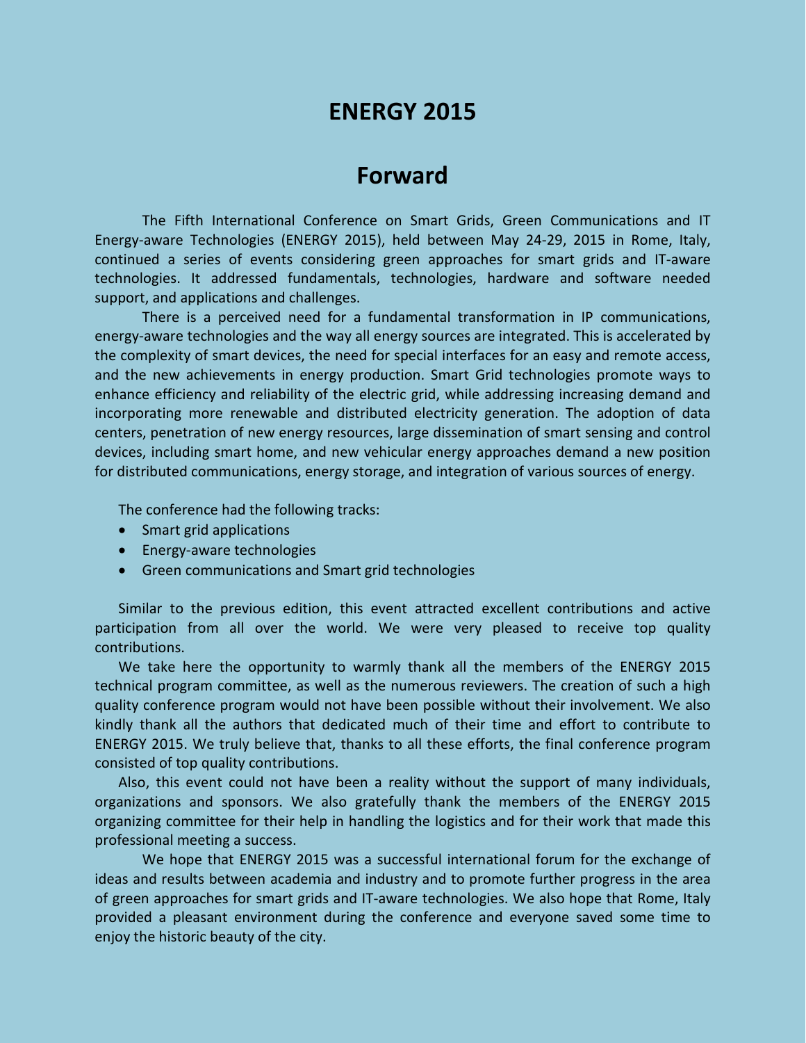# ENERGY 2015

## Forward

The Fifth International Conference on Smart Grids, Green Communications and IT Energy-aware Technologies (ENERGY 2015), held between May 24-29, 2015 in Rome, Italy, continued a series of events considering green approaches for smart grids and IT-aware technologies. It addressed fundamentals, technologies, hardware and software needed support, and applications and challenges.

There is a perceived need for a fundamental transformation in IP communications, energy-aware technologies and the way all energy sources are integrated. This is accelerated by the complexity of smart devices, the need for special interfaces for an easy and remote access, and the new achievements in energy production. Smart Grid technologies promote ways to enhance efficiency and reliability of the electric grid, while addressing increasing demand and incorporating more renewable and distributed electricity generation. The adoption of data centers, penetration of new energy resources, large dissemination of smart sensing and control devices, including smart home, and new vehicular energy approaches demand a new position for distributed communications, energy storage, and integration of various sources of energy.

The conference had the following tracks:

- Smart grid applications
- Energy-aware technologies
- Green communications and Smart grid technologies

Similar to the previous edition, this event attracted excellent contributions and active participation from all over the world. We were very pleased to receive top quality contributions.

We take here the opportunity to warmly thank all the members of the ENERGY 2015 technical program committee, as well as the numerous reviewers. The creation of such a high quality conference program would not have been possible without their involvement. We also kindly thank all the authors that dedicated much of their time and effort to contribute to ENERGY 2015. We truly believe that, thanks to all these efforts, the final conference program consisted of top quality contributions.

Also, this event could not have been a reality without the support of many individuals, organizations and sponsors. We also gratefully thank the members of the ENERGY 2015 organizing committee for their help in handling the logistics and for their work that made this professional meeting a success.

We hope that ENERGY 2015 was a successful international forum for the exchange of ideas and results between academia and industry and to promote further progress in the area of green approaches for smart grids and IT-aware technologies. We also hope that Rome, Italy provided a pleasant environment during the conference and everyone saved some time to enjoy the historic beauty of the city.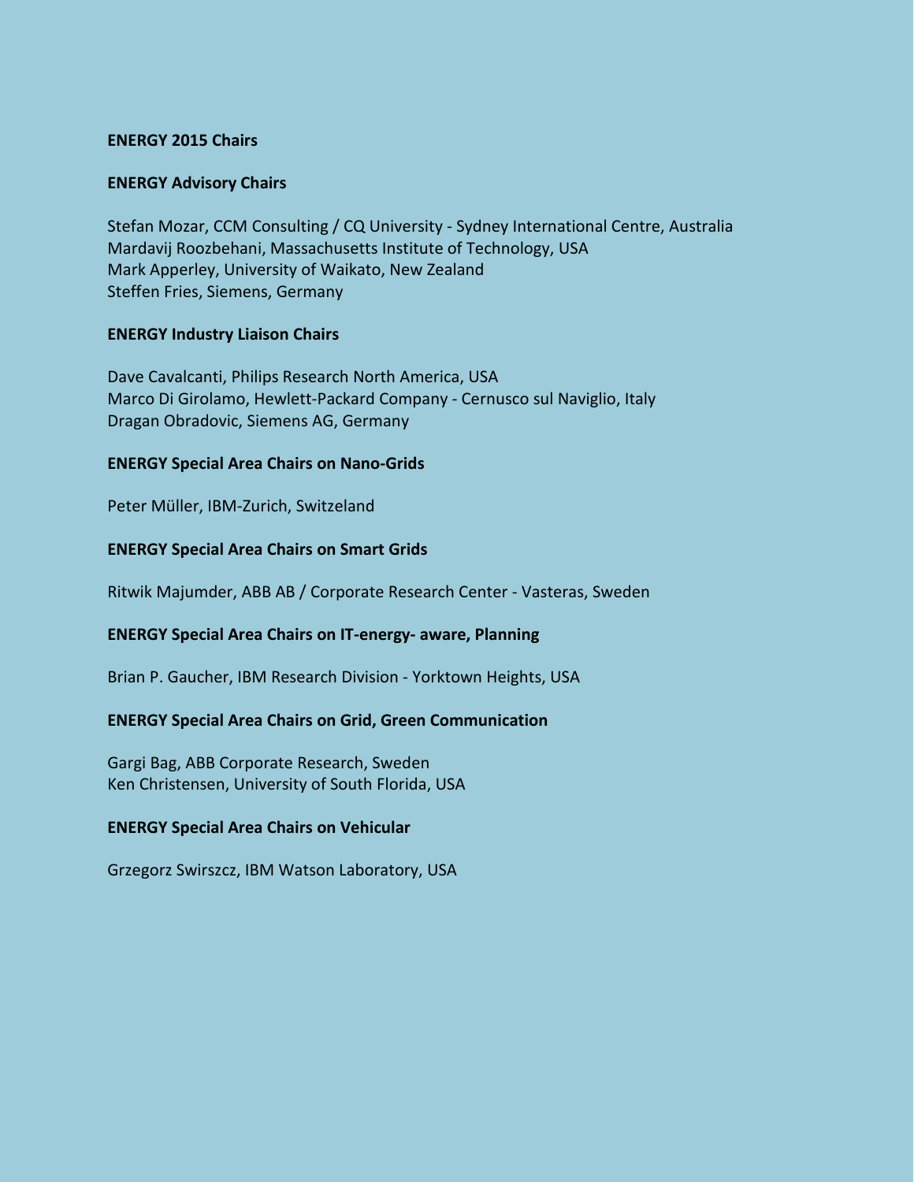**ENERGY 2015 Chairs**

**ENERGY Advisory Chairs**

Stefan Mozar, CCM Consulting / CQ University - Sydney International Centre, Australia
Mardavij Roozbehani, Massachusetts Institute of Technology, USA
Mark Apperley, University of Waikato, New Zealand
Steffen Fries, Siemens, Germany

**ENERGY Industry Liaison Chairs**

Dave Cavalcanti, Philips Research North America, USA
Marco Di Girolamo, Hewlett-Packard Company - Cernusco sul Naviglio, Italy
Dragan Obradovic, Siemens AG, Germany

**ENERGY Special Area Chairs on Nano-Grids**

Peter Müller, IBM-Zurich, Switzeland

**ENERGY Special Area Chairs on Smart Grids**

Ritwik Majumder, ABB AB / Corporate Research Center - Vasteras, Sweden

**ENERGY Special Area Chairs on IT-energy- aware, Planning**

Brian P. Gaucher, IBM Research Division - Yorktown Heights, USA

**ENERGY Special Area Chairs on Grid, Green Communication**

Gargi Bag, ABB Corporate Research, Sweden
Ken Christensen, University of South Florida, USA

**ENERGY Special Area Chairs on Vehicular**

Grzegorz Swirszcz, IBM Watson Laboratory, USA